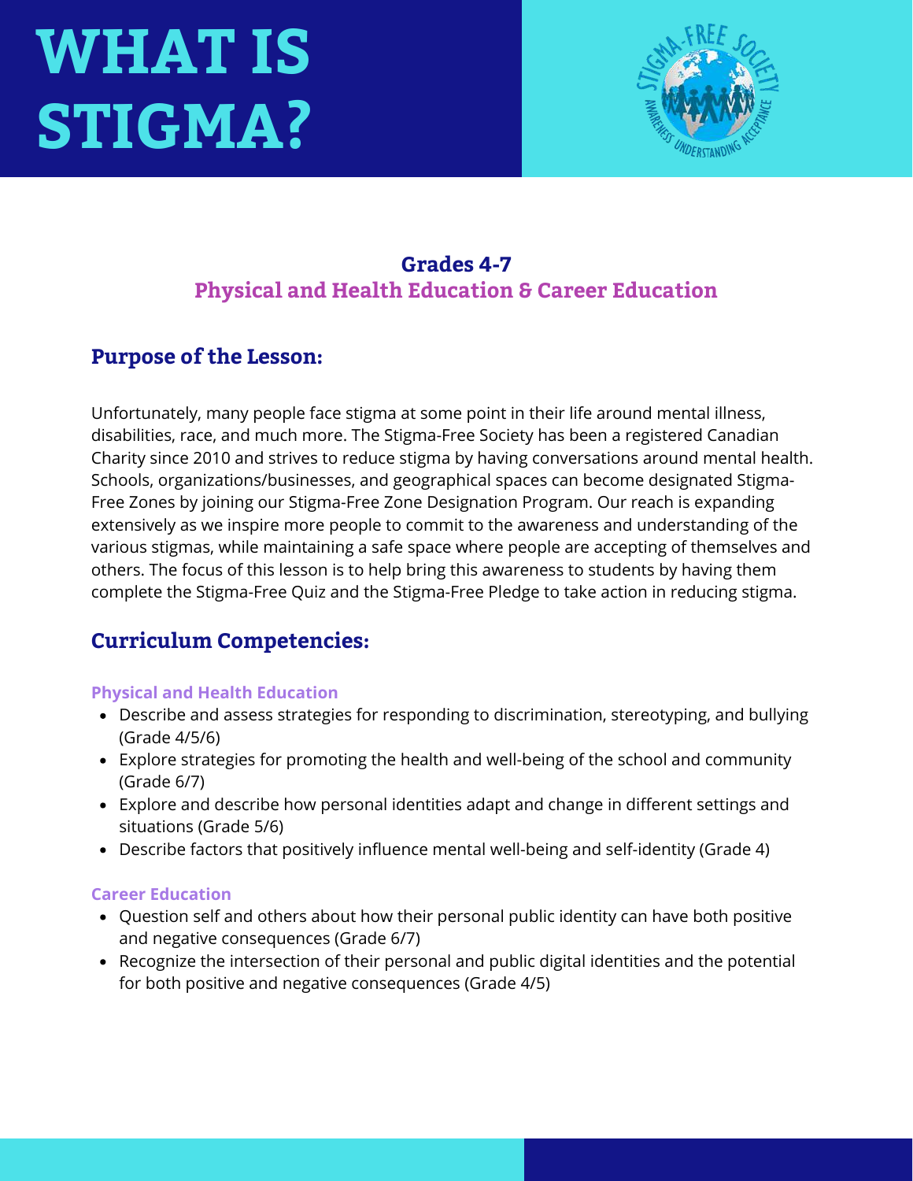# WHAT IS STIGMA?

### Grades 4-7
### Physical and Health Education & Career Education

## Purpose of the Lesson:

Unfortunately, many people face stigma at some point in their life around mental illness, disabilities, race, and much more. The Stigma-Free Society has been a registered Canadian Charity since 2010 and strives to reduce stigma by having conversations around mental health. Schools, organizations/businesses, and geographical spaces can become designated Stigma-Free Zones by joining our Stigma-Free Zone Designation Program. Our reach is expanding extensively as we inspire more people to commit to the awareness and understanding of the various stigmas, while maintaining a safe space where people are accepting of themselves and others. The focus of this lesson is to help bring this awareness to students by having them complete the Stigma-Free Quiz and the Stigma-Free Pledge to take action in reducing stigma.

## Curriculum Competencies:

#### Physical and Health Education

- Describe and assess strategies for responding to discrimination, stereotyping, and bullying (Grade 4/5/6)
- Explore strategies for promoting the health and well-being of the school and community (Grade 6/7)
- Explore and describe how personal identities adapt and change in different settings and situations (Grade 5/6)
- Describe factors that positively influence mental well-being and self-identity (Grade 4)

#### Career Education

- Question self and others about how their personal public identity can have both positive and negative consequences (Grade 6/7)
- Recognize the intersection of their personal and public digital identities and the potential for both positive and negative consequences (Grade 4/5)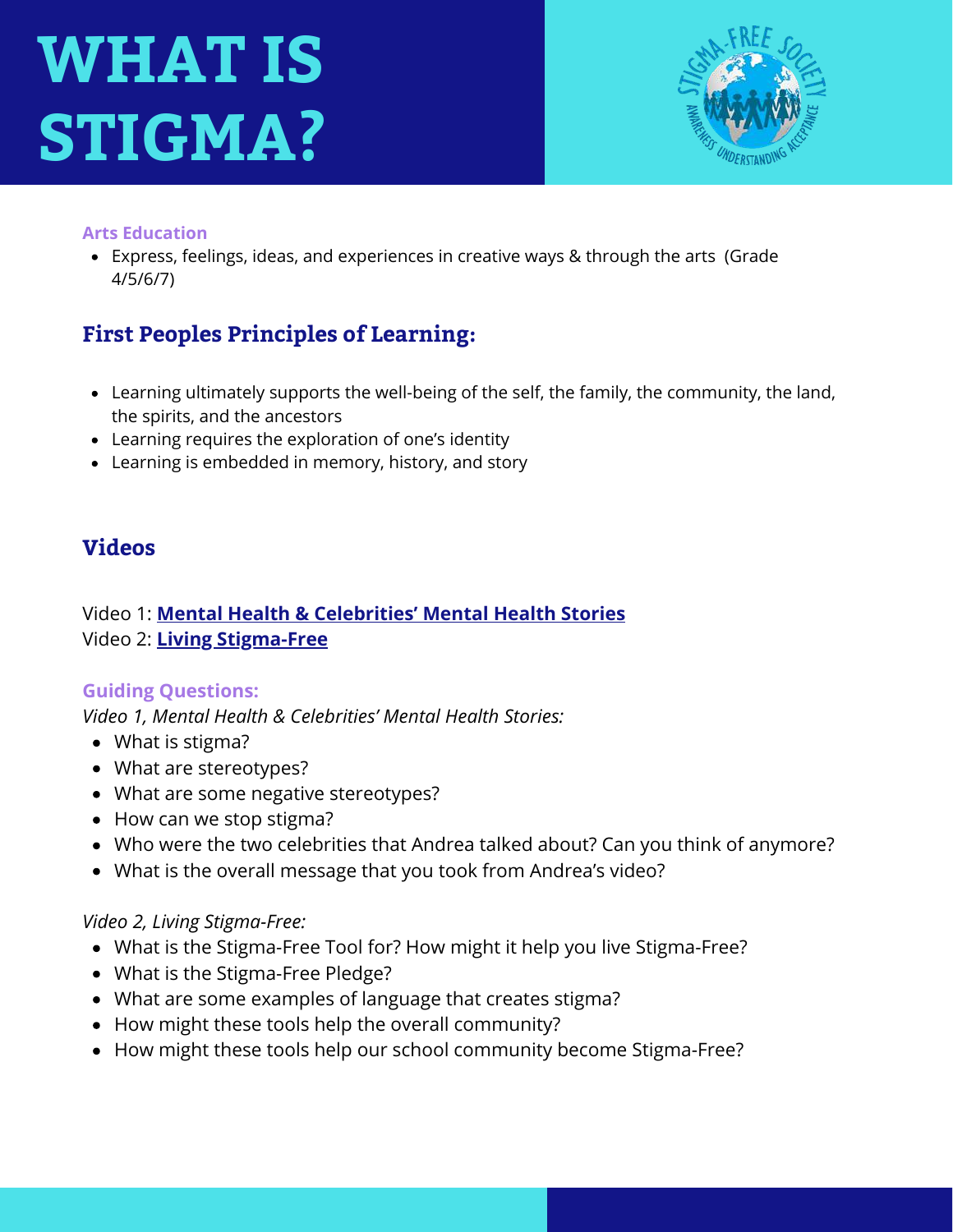# WHAT IS STIGMA?

**Arts Education**

- Express, feelings, ideas, and experiences in creative ways & through the arts (Grade 4/5/6/7)

## First Peoples Principles of Learning:

- Learning ultimately supports the well-being of the self, the family, the community, the land, the spirits, and the ancestors
- Learning requires the exploration of one's identity
- Learning is embedded in memory, history, and story

## Videos

Video 1: **Mental Health & Celebrities' Mental Health Stories**
Video 2: **Living Stigma-Free**

**Guiding Questions:**

*Video 1, Mental Health & Celebrities' Mental Health Stories:*

- What is stigma?
- What are stereotypes?
- What are some negative stereotypes?
- How can we stop stigma?
- Who were the two celebrities that Andrea talked about? Can you think of anymore?
- What is the overall message that you took from Andrea's video?

*Video 2, Living Stigma-Free:*

- What is the Stigma-Free Tool for? How might it help you live Stigma-Free?
- What is the Stigma-Free Pledge?
- What are some examples of language that creates stigma?
- How might these tools help the overall community?
- How might these tools help our school community become Stigma-Free?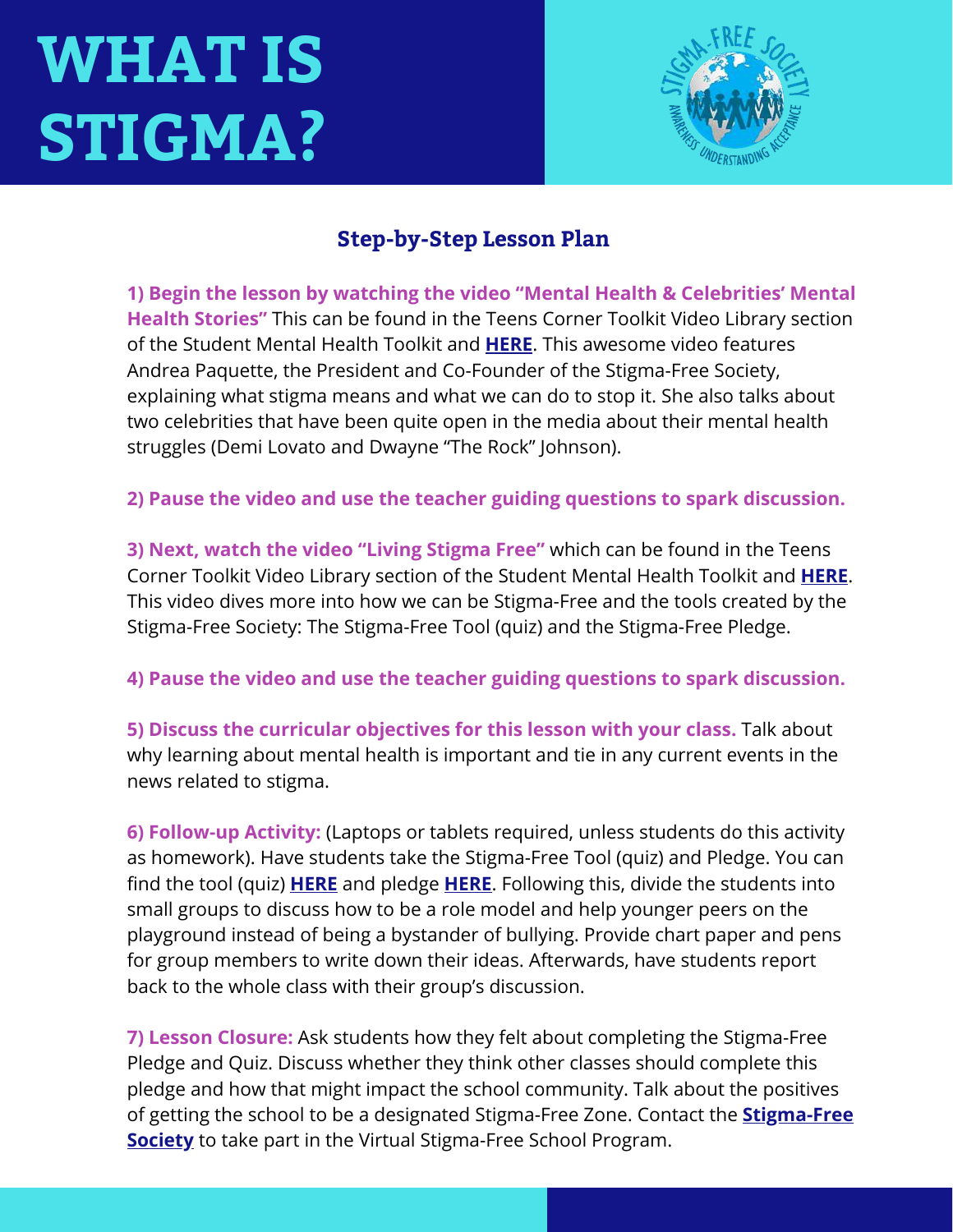# WHAT IS STIGMA?

## Step-by-Step Lesson Plan

**1) Begin the lesson by watching the video "Mental Health & Celebrities' Mental Health Stories"** This can be found in the Teens Corner Toolkit Video Library section of the Student Mental Health Toolkit and **HERE**. This awesome video features Andrea Paquette, the President and Co-Founder of the Stigma-Free Society, explaining what stigma means and what we can do to stop it. She also talks about two celebrities that have been quite open in the media about their mental health struggles (Demi Lovato and Dwayne "The Rock" Johnson).

**2) Pause the video and use the teacher guiding questions to spark discussion.**

**3) Next, watch the video "Living Stigma Free"** which can be found in the Teens Corner Toolkit Video Library section of the Student Mental Health Toolkit and **HERE**. This video dives more into how we can be Stigma-Free and the tools created by the Stigma-Free Society: The Stigma-Free Tool (quiz) and the Stigma-Free Pledge.

**4) Pause the video and use the teacher guiding questions to spark discussion.**

**5) Discuss the curricular objectives for this lesson with your class.** Talk about why learning about mental health is important and tie in any current events in the news related to stigma.

**6) Follow-up Activity:** (Laptops or tablets required, unless students do this activity as homework). Have students take the Stigma-Free Tool (quiz) and Pledge. You can find the tool (quiz) **HERE** and pledge **HERE**. Following this, divide the students into small groups to discuss how to be a role model and help younger peers on the playground instead of being a bystander of bullying. Provide chart paper and pens for group members to write down their ideas. Afterwards, have students report back to the whole class with their group's discussion.

**7) Lesson Closure:** Ask students how they felt about completing the Stigma-Free Pledge and Quiz. Discuss whether they think other classes should complete this pledge and how that might impact the school community. Talk about the positives of getting the school to be a designated Stigma-Free Zone. Contact the **Stigma-Free Society** to take part in the Virtual Stigma-Free School Program.